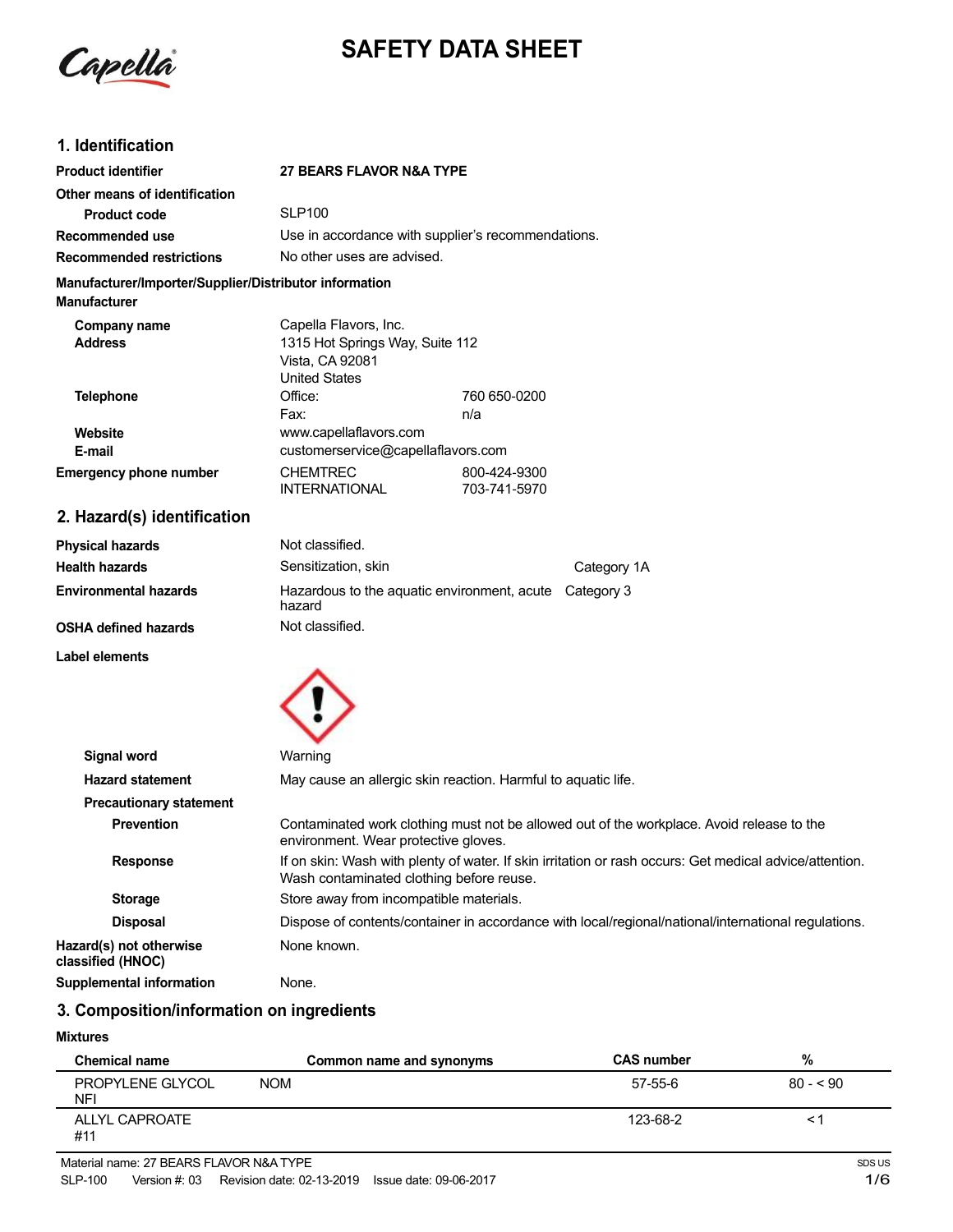# SAFETY DATA SHEET

## 1. Identification

| | | |
|---|---|---|
| **Product identifier** | **27 BEARS FLAVOR N&A TYPE** | |
| **Other means of identification** | | |
| **Product code** | SLP100 | |
| **Recommended use** | Use in accordance with supplier's recommendations. | |
| **Recommended restrictions** | No other uses are advised. | |

**Manufacturer/Importer/Supplier/Distributor information**

**Manufacturer**

| | | |
|---|---|---|
| **Company name** | Capella Flavors, Inc. | |
| **Address** | 1315 Hot Springs Way, Suite 112<br>Vista, CA 92081<br>United States | |
| **Telephone** | Office: | 760 650-0200 |
| | Fax: | n/a |
| **Website** | www.capellaflavors.com | |
| **E-mail** | customerservice@capellaflavors.com | |
| **Emergency phone number** | CHEMTREC | 800-424-9300 |
| | INTERNATIONAL | 703-741-5970 |

## 2. Hazard(s) identification

| | | |
|---|---|---|
| **Physical hazards** | Not classified. | |
| **Health hazards** | Sensitization, skin | Category 1A |
| **Environmental hazards** | Hazardous to the aquatic environment, acute hazard | Category 3 |
| **OSHA defined hazards** | Not classified. | |

**Label elements**

**Signal word** Warning

**Hazard statement** May cause an allergic skin reaction. Harmful to aquatic life.

**Precautionary statement**

**Prevention** Contaminated work clothing must not be allowed out of the workplace. Avoid release to the environment. Wear protective gloves.

**Response** If on skin: Wash with plenty of water. If skin irritation or rash occurs: Get medical advice/attention. Wash contaminated clothing before reuse.

**Storage** Store away from incompatible materials.

**Disposal** Dispose of contents/container in accordance with local/regional/national/international regulations.

**Hazard(s) not otherwise classified (HNOC)** None known.

**Supplemental information** None.

## 3. Composition/information on ingredients

**Mixtures**

| Chemical name | Common name and synonyms | CAS number | % |
|---|---|---|---|
| PROPYLENE GLYCOL NFI | NOM | 57-55-6 | 80 - < 90 |
| ALLYL CAPROATE #11 | | 123-68-2 | < 1 |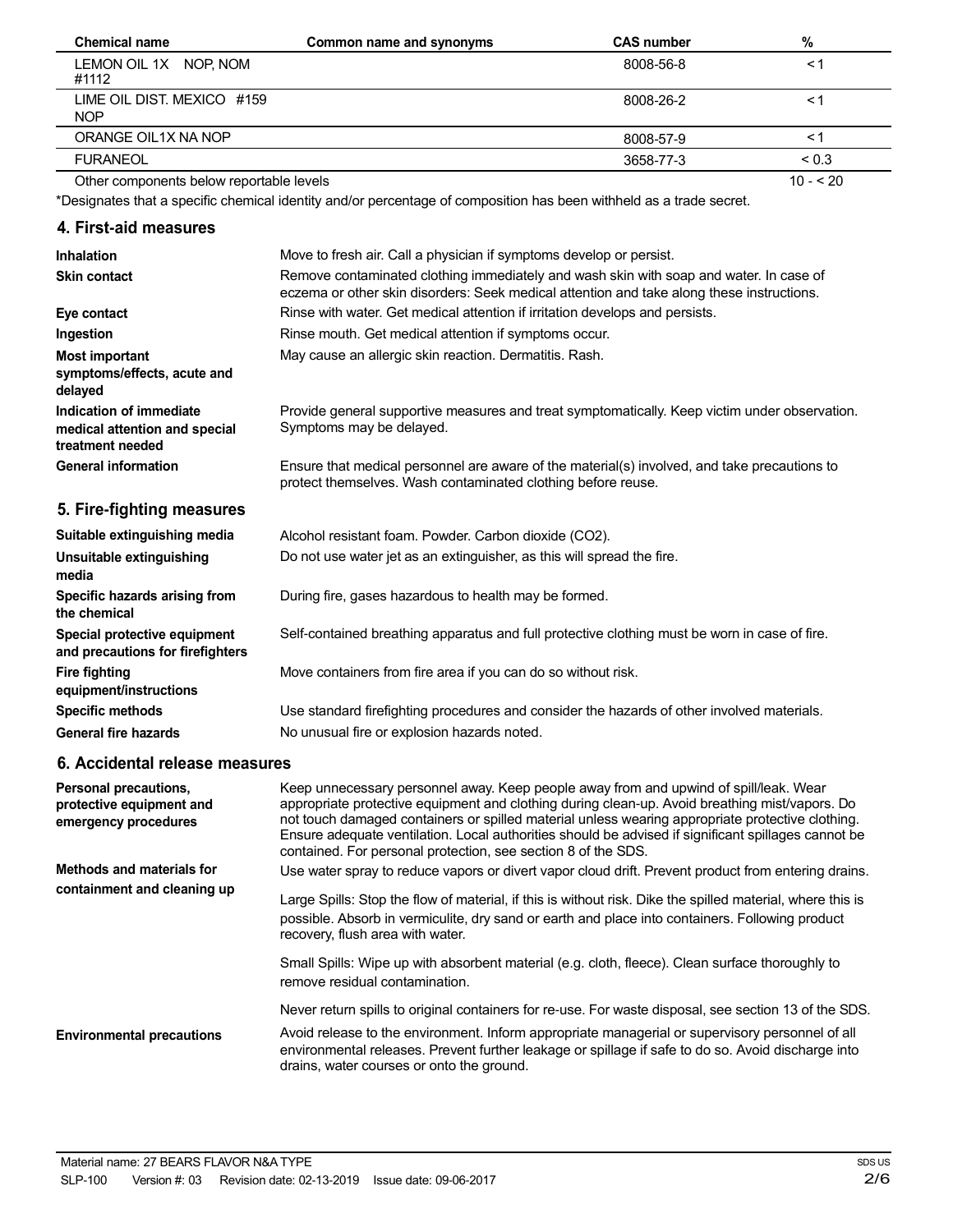| Chemical name | Common name and synonyms | CAS number | % |
|---|---|---|---|
| LEMON OIL 1X NOP, NOM #1112 | | 8008-56-8 | < 1 |
| LIME OIL DIST. MEXICO #159 NOP | | 8008-26-2 | < 1 |
| ORANGE OIL1X NA NOP | | 8008-57-9 | < 1 |
| FURANEOL | | 3658-77-3 | < 0.3 |
| Other components below reportable levels | | | 10 - < 20 |

*Designates that a specific chemical identity and/or percentage of composition has been withheld as a trade secret.

## 4. First-aid measures

| | |
|---|---|
| **Inhalation** | Move to fresh air. Call a physician if symptoms develop or persist. |
| **Skin contact** | Remove contaminated clothing immediately and wash skin with soap and water. In case of eczema or other skin disorders: Seek medical attention and take along these instructions. |
| **Eye contact** | Rinse with water. Get medical attention if irritation develops and persists. |
| **Ingestion** | Rinse mouth. Get medical attention if symptoms occur. |
| **Most important symptoms/effects, acute and delayed** | May cause an allergic skin reaction. Dermatitis. Rash. |
| **Indication of immediate medical attention and special treatment needed** | Provide general supportive measures and treat symptomatically. Keep victim under observation. Symptoms may be delayed. |
| **General information** | Ensure that medical personnel are aware of the material(s) involved, and take precautions to protect themselves. Wash contaminated clothing before reuse. |

## 5. Fire-fighting measures

| | |
|---|---|
| **Suitable extinguishing media** | Alcohol resistant foam. Powder. Carbon dioxide ($CO_2$). |
| **Unsuitable extinguishing media** | Do not use water jet as an extinguisher, as this will spread the fire. |
| **Specific hazards arising from the chemical** | During fire, gases hazardous to health may be formed. |
| **Special protective equipment and precautions for firefighters** | Self-contained breathing apparatus and full protective clothing must be worn in case of fire. |
| **Fire fighting equipment/instructions** | Move containers from fire area if you can do so without risk. |
| **Specific methods** | Use standard firefighting procedures and consider the hazards of other involved materials. |
| **General fire hazards** | No unusual fire or explosion hazards noted. |

## 6. Accidental release measures

**Personal precautions, protective equipment and emergency procedures**

Keep unnecessary personnel away. Keep people away from and upwind of spill/leak. Wear appropriate protective equipment and clothing during clean-up. Avoid breathing mist/vapors. Do not touch damaged containers or spilled material unless wearing appropriate protective clothing. Ensure adequate ventilation. Local authorities should be advised if significant spillages cannot be contained. For personal protection, see section 8 of the SDS.

**Methods and materials for containment and cleaning up**

Use water spray to reduce vapors or divert vapor cloud drift. Prevent product from entering drains.

Large Spills: Stop the flow of material, if this is without risk. Dike the spilled material, where this is possible. Absorb in vermiculite, dry sand or earth and place into containers. Following product recovery, flush area with water.

Small Spills: Wipe up with absorbent material (e.g. cloth, fleece). Clean surface thoroughly to remove residual contamination.

Never return spills to original containers for re-use. For waste disposal, see section 13 of the SDS.

**Environmental precautions**

Avoid release to the environment. Inform appropriate managerial or supervisory personnel of all environmental releases. Prevent further leakage or spillage if safe to do so. Avoid discharge into drains, water courses or onto the ground.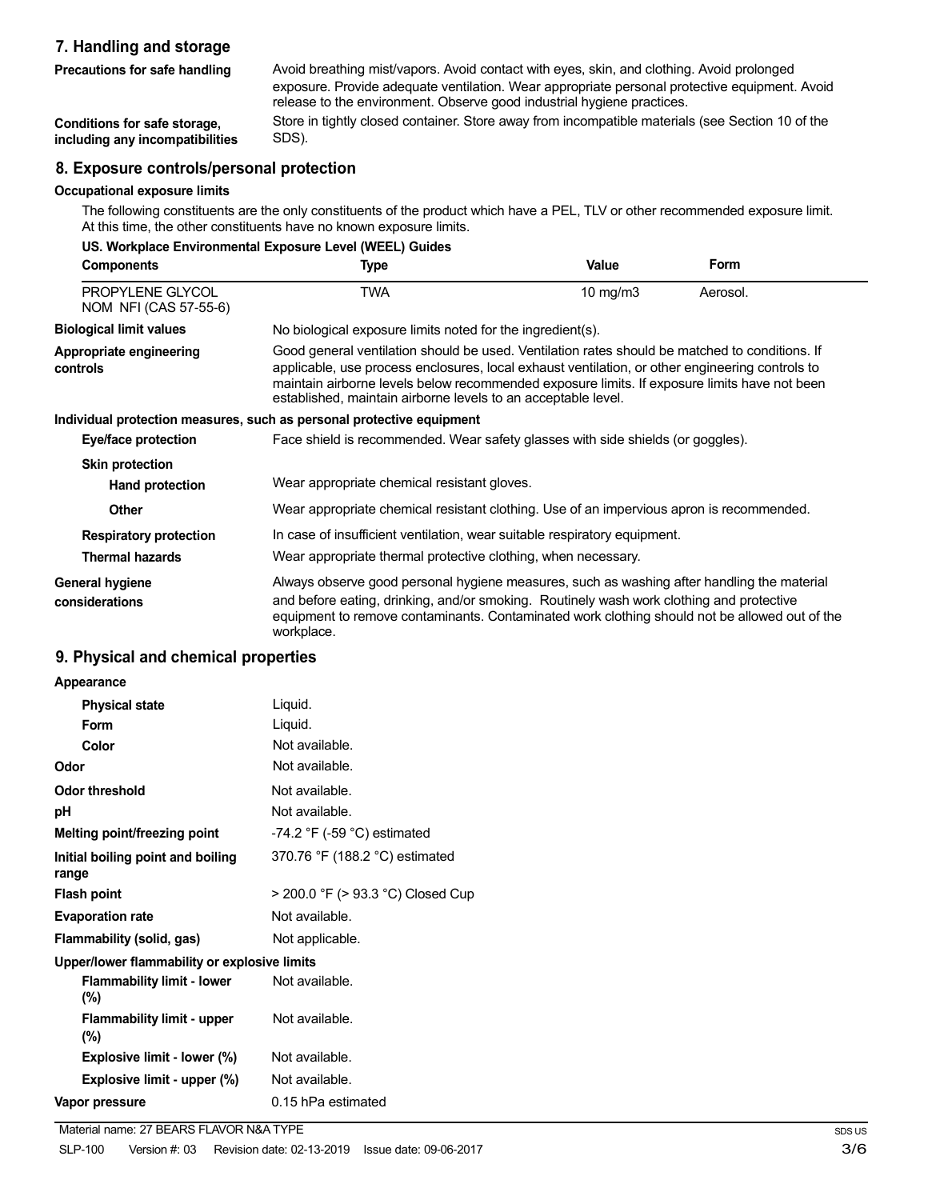## 7. Handling and storage

| | |
|---|---|
| **Precautions for safe handling** | Avoid breathing mist/vapors. Avoid contact with eyes, skin, and clothing. Avoid prolonged exposure. Provide adequate ventilation. Wear appropriate personal protective equipment. Avoid release to the environment. Observe good industrial hygiene practices. |
| **Conditions for safe storage, including any incompatibilities** | Store in tightly closed container. Store away from incompatible materials (see Section 10 of the SDS). |

## 8. Exposure controls/personal protection

**Occupational exposure limits**

The following constituents are the only constituents of the product which have a PEL, TLV or other recommended exposure limit. At this time, the other constituents have no known exposure limits.

**US. Workplace Environmental Exposure Level (WEEL) Guides**

| Components | Type | Value | Form |
|---|---|---|---|
| PROPYLENE GLYCOL NOM NFI (CAS 57-55-6) | TWA | 10 mg/m3 | Aerosol. |

| | |
|---|---|
| **Biological limit values** | No biological exposure limits noted for the ingredient(s). |
| **Appropriate engineering controls** | Good general ventilation should be used. Ventilation rates should be matched to conditions. If applicable, use process enclosures, local exhaust ventilation, or other engineering controls to maintain airborne levels below recommended exposure limits. If exposure limits have not been established, maintain airborne levels to an acceptable level. |

**Individual protection measures, such as personal protective equipment**

| | |
|---|---|
| **Eye/face protection** | Face shield is recommended. Wear safety glasses with side shields (or goggles). |
| **Skin protection** | |
| **Hand protection** | Wear appropriate chemical resistant gloves. |
| **Other** | Wear appropriate chemical resistant clothing. Use of an impervious apron is recommended. |
| **Respiratory protection** | In case of insufficient ventilation, wear suitable respiratory equipment. |
| **Thermal hazards** | Wear appropriate thermal protective clothing, when necessary. |
| **General hygiene considerations** | Always observe good personal hygiene measures, such as washing after handling the material and before eating, drinking, and/or smoking. Routinely wash work clothing and protective equipment to remove contaminants. Contaminated work clothing should not be allowed out of the workplace. |

## 9. Physical and chemical properties

| | |
|---|---|
| **Appearance** | |
| **Physical state** | Liquid. |
| **Form** | Liquid. |
| **Color** | Not available. |
| **Odor** | Not available. |
| **Odor threshold** | Not available. |
| **pH** | Not available. |
| **Melting point/freezing point** | -74.2 °F (-59 °C) estimated |
| **Initial boiling point and boiling range** | 370.76 °F (188.2 °C) estimated |
| **Flash point** | > 200.0 °F (> 93.3 °C) Closed Cup |
| **Evaporation rate** | Not available. |
| **Flammability (solid, gas)** | Not applicable. |
| **Upper/lower flammability or explosive limits** | |
| **Flammability limit - lower (%)** | Not available. |
| **Flammability limit - upper (%)** | Not available. |
| **Explosive limit - lower (%)** | Not available. |
| **Explosive limit - upper (%)** | Not available. |
| **Vapor pressure** | 0.15 hPa estimated |

Material name: 27 BEARS FLAVOR N&A TYPE

SLP-100 Version #: 03 Revision date: 02-13-2019 Issue date: 09-06-2017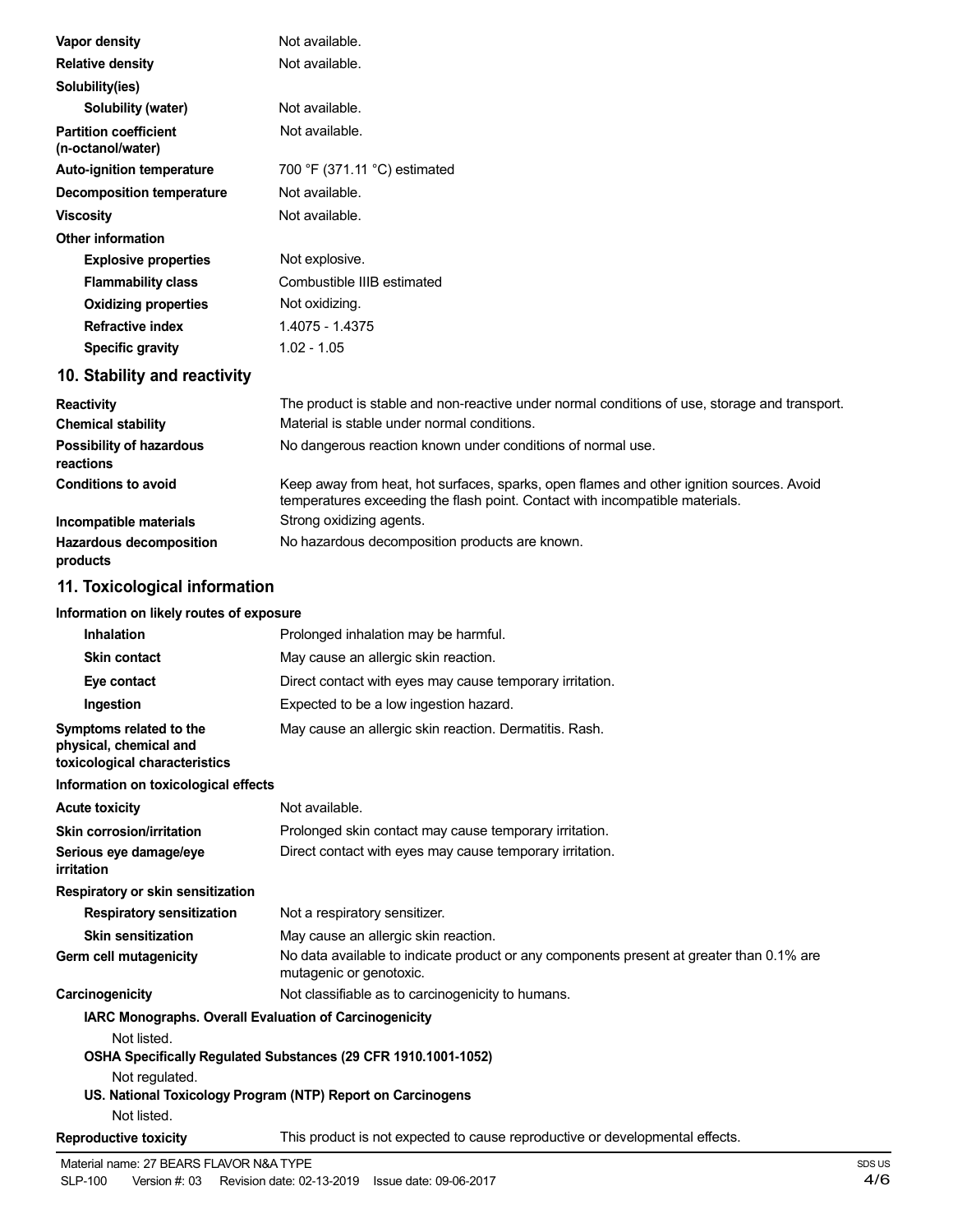| | |
|---|---|
| **Vapor density** | Not available. |
| **Relative density** | Not available. |
| **Solubility(ies)** | |
| **Solubility (water)** | Not available. |
| **Partition coefficient (n-octanol/water)** | Not available. |
| **Auto-ignition temperature** | 700 °F (371.11 °C) estimated |
| **Decomposition temperature** | Not available. |
| **Viscosity** | Not available. |
| **Other information** | |
| **Explosive properties** | Not explosive. |
| **Flammability class** | Combustible IIIB estimated |
| **Oxidizing properties** | Not oxidizing. |
| **Refractive index** | 1.4075 - 1.4375 |
| **Specific gravity** | 1.02 - 1.05 |

## 10. Stability and reactivity

| | |
|---|---|
| **Reactivity** | The product is stable and non-reactive under normal conditions of use, storage and transport. |
| **Chemical stability** | Material is stable under normal conditions. |
| **Possibility of hazardous reactions** | No dangerous reaction known under conditions of normal use. |
| **Conditions to avoid** | Keep away from heat, hot surfaces, sparks, open flames and other ignition sources. Avoid temperatures exceeding the flash point. Contact with incompatible materials. |
| **Incompatible materials** | Strong oxidizing agents. |
| **Hazardous decomposition products** | No hazardous decomposition products are known. |

## 11. Toxicological information

**Information on likely routes of exposure**

| | |
|---|---|
| **Inhalation** | Prolonged inhalation may be harmful. |
| **Skin contact** | May cause an allergic skin reaction. |
| **Eye contact** | Direct contact with eyes may cause temporary irritation. |
| **Ingestion** | Expected to be a low ingestion hazard. |
| **Symptoms related to the physical, chemical and toxicological characteristics** | May cause an allergic skin reaction. Dermatitis. Rash. |

**Information on toxicological effects**

| | |
|---|---|
| **Acute toxicity** | Not available. |
| **Skin corrosion/irritation** | Prolonged skin contact may cause temporary irritation. |
| **Serious eye damage/eye irritation** | Direct contact with eyes may cause temporary irritation. |
| **Respiratory or skin sensitization** | |
| **Respiratory sensitization** | Not a respiratory sensitizer. |
| **Skin sensitization** | May cause an allergic skin reaction. |
| **Germ cell mutagenicity** | No data available to indicate product or any components present at greater than 0.1% are mutagenic or genotoxic. |
| **Carcinogenicity** | Not classifiable as to carcinogenicity to humans. |

**IARC Monographs. Overall Evaluation of Carcinogenicity**

Not listed.

**OSHA Specifically Regulated Substances (29 CFR 1910.1001-1052)**

Not regulated.

**US. National Toxicology Program (NTP) Report on Carcinogens**

Not listed.

| | |
|---|---|
| **Reproductive toxicity** | This product is not expected to cause reproductive or developmental effects. |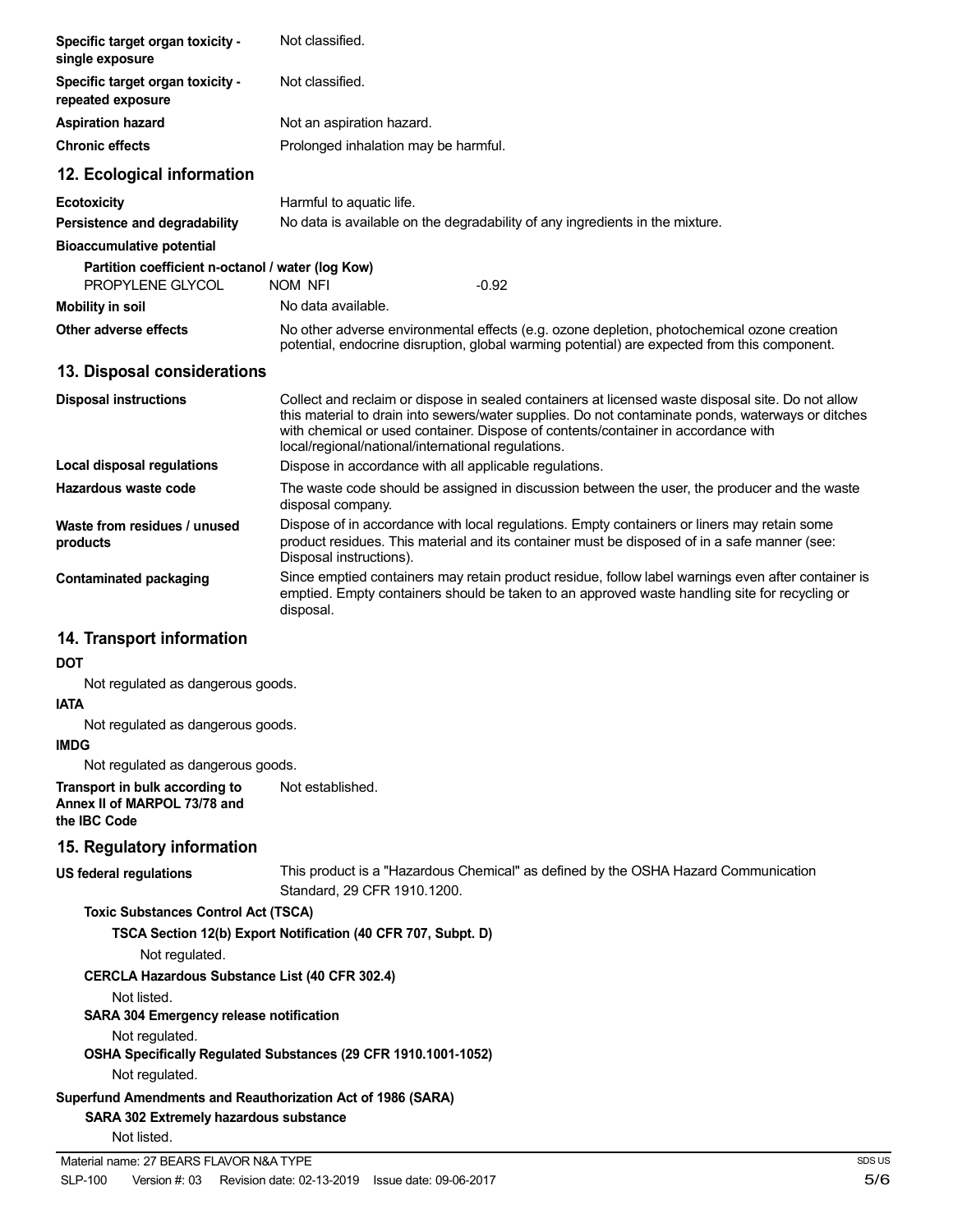| | |
|---|---|
| **Specific target organ toxicity - single exposure** | Not classified. |
| **Specific target organ toxicity - repeated exposure** | Not classified. |
| **Aspiration hazard** | Not an aspiration hazard. |
| **Chronic effects** | Prolonged inhalation may be harmful. |

## 12. Ecological information

| | |
|---|---|
| **Ecotoxicity** | Harmful to aquatic life. |
| **Persistence and degradability** | No data is available on the degradability of any ingredients in the mixture. |

**Bioaccumulative potential**

**Partition coefficient n-octanol / water (log Kow)**

| | | |
|---|---|---|
| PROPYLENE GLYCOL | NOM NFI | -0.92 |

| | |
|---|---|
| **Mobility in soil** | No data available. |
| **Other adverse effects** | No other adverse environmental effects (e.g. ozone depletion, photochemical ozone creation potential, endocrine disruption, global warming potential) are expected from this component. |

## 13. Disposal considerations

| | |
|---|---|
| **Disposal instructions** | Collect and reclaim or dispose in sealed containers at licensed waste disposal site. Do not allow this material to drain into sewers/water supplies. Do not contaminate ponds, waterways or ditches with chemical or used container. Dispose of contents/container in accordance with local/regional/national/international regulations. |
| **Local disposal regulations** | Dispose in accordance with all applicable regulations. |
| **Hazardous waste code** | The waste code should be assigned in discussion between the user, the producer and the waste disposal company. |
| **Waste from residues / unused products** | Dispose of in accordance with local regulations. Empty containers or liners may retain some product residues. This material and its container must be disposed of in a safe manner (see: Disposal instructions). |
| **Contaminated packaging** | Since emptied containers may retain product residue, follow label warnings even after container is emptied. Empty containers should be taken to an approved waste handling site for recycling or disposal. |

## 14. Transport information

**DOT**

Not regulated as dangerous goods.

**IATA**

Not regulated as dangerous goods.

**IMDG**

Not regulated as dangerous goods.

| | |
|---|---|
| **Transport in bulk according to Annex II of MARPOL 73/78 and the IBC Code** | Not established. |

## 15. Regulatory information

| | |
|---|---|
| **US federal regulations** | This product is a "Hazardous Chemical" as defined by the OSHA Hazard Communication Standard, 29 CFR 1910.1200. |

**Toxic Substances Control Act (TSCA)**

**TSCA Section 12(b) Export Notification (40 CFR 707, Subpt. D)**

Not regulated.

**CERCLA Hazardous Substance List (40 CFR 302.4)**

Not listed.

**SARA 304 Emergency release notification**

Not regulated.

**OSHA Specifically Regulated Substances (29 CFR 1910.1001-1052)**

Not regulated.

**Superfund Amendments and Reauthorization Act of 1986 (SARA)**

**SARA 302 Extremely hazardous substance**

Not listed.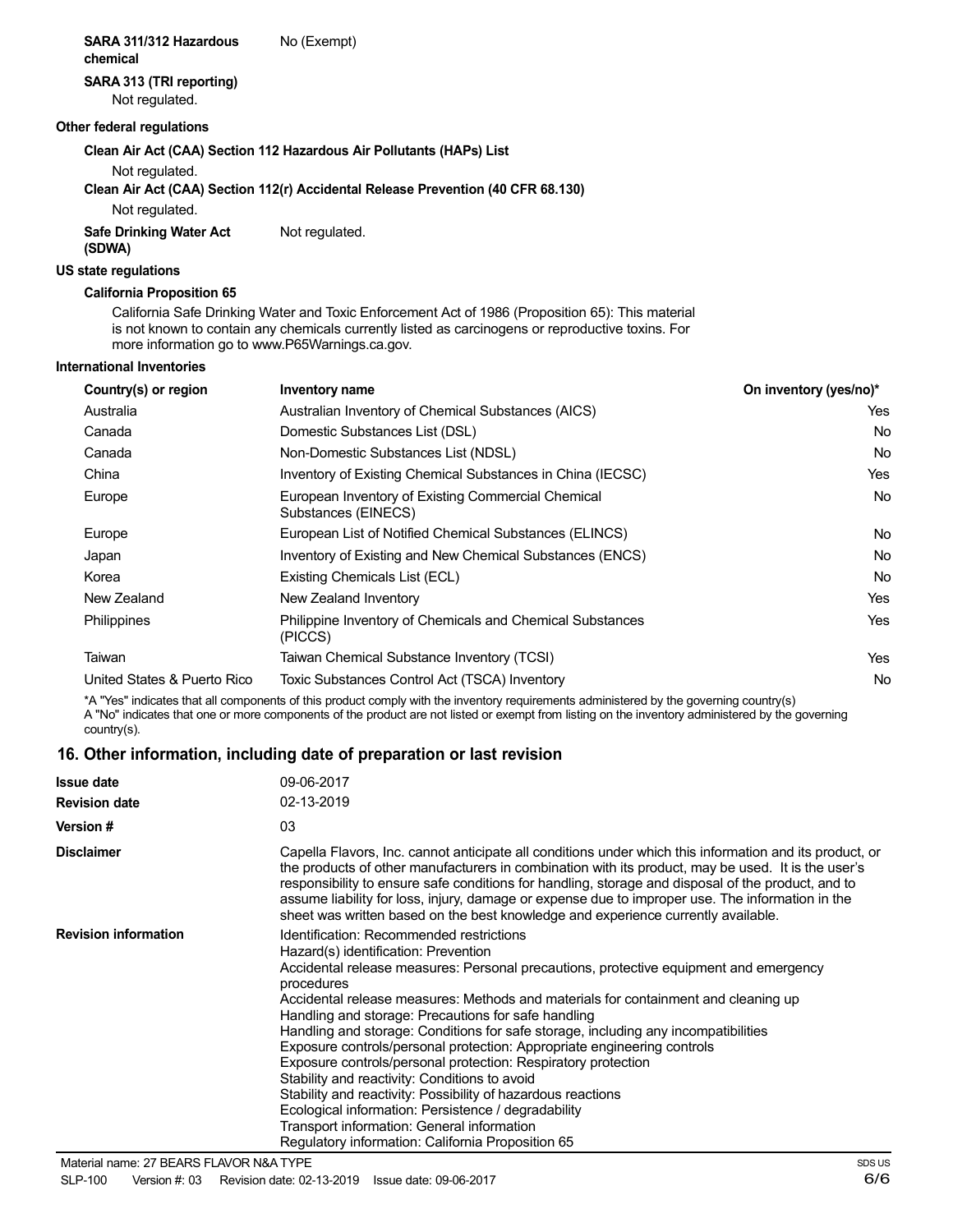**SARA 311/312 Hazardous chemical** No (Exempt)

**SARA 313 (TRI reporting)**

Not regulated.

**Other federal regulations**

**Clean Air Act (CAA) Section 112 Hazardous Air Pollutants (HAPs) List**

Not regulated.

**Clean Air Act (CAA) Section 112(r) Accidental Release Prevention (40 CFR 68.130)**

Not regulated.

**Safe Drinking Water Act (SDWA)** Not regulated.

**US state regulations**

**California Proposition 65**

California Safe Drinking Water and Toxic Enforcement Act of 1986 (Proposition 65): This material is not known to contain any chemicals currently listed as carcinogens or reproductive toxins. For more information go to www.P65Warnings.ca.gov.

**International Inventories**

| Country(s) or region | Inventory name | On inventory (yes/no)* |
|---|---|---|
| Australia | Australian Inventory of Chemical Substances (AICS) | Yes |
| Canada | Domestic Substances List (DSL) | No |
| Canada | Non-Domestic Substances List (NDSL) | No |
| China | Inventory of Existing Chemical Substances in China (IECSC) | Yes |
| Europe | European Inventory of Existing Commercial Chemical Substances (EINECS) | No |
| Europe | European List of Notified Chemical Substances (ELINCS) | No |
| Japan | Inventory of Existing and New Chemical Substances (ENCS) | No |
| Korea | Existing Chemicals List (ECL) | No |
| New Zealand | New Zealand Inventory | Yes |
| Philippines | Philippine Inventory of Chemicals and Chemical Substances (PICCS) | Yes |
| Taiwan | Taiwan Chemical Substance Inventory (TCSI) | Yes |
| United States & Puerto Rico | Toxic Substances Control Act (TSCA) Inventory | No |

*A "Yes" indicates that all components of this product comply with the inventory requirements administered by the governing country(s)
A "No" indicates that one or more components of the product are not listed or exempt from listing on the inventory administered by the governing country(s).

## 16. Other information, including date of preparation or last revision

**Issue date** 09-06-2017

**Revision date** 02-13-2019

**Version #** 03

**Disclaimer** Capella Flavors, Inc. cannot anticipate all conditions under which this information and its product, or the products of other manufacturers in combination with its product, may be used. It is the user's responsibility to ensure safe conditions for handling, storage and disposal of the product, and to assume liability for loss, injury, damage or expense due to improper use. The information in the sheet was written based on the best knowledge and experience currently available.

**Revision information**

Identification: Recommended restrictions
Hazard(s) identification: Prevention
Accidental release measures: Personal precautions, protective equipment and emergency procedures
Accidental release measures: Methods and materials for containment and cleaning up
Handling and storage: Precautions for safe handling
Handling and storage: Conditions for safe storage, including any incompatibilities
Exposure controls/personal protection: Appropriate engineering controls
Exposure controls/personal protection: Respiratory protection
Stability and reactivity: Conditions to avoid
Stability and reactivity: Possibility of hazardous reactions
Ecological information: Persistence / degradability
Transport information: General information
Regulatory information: California Proposition 65